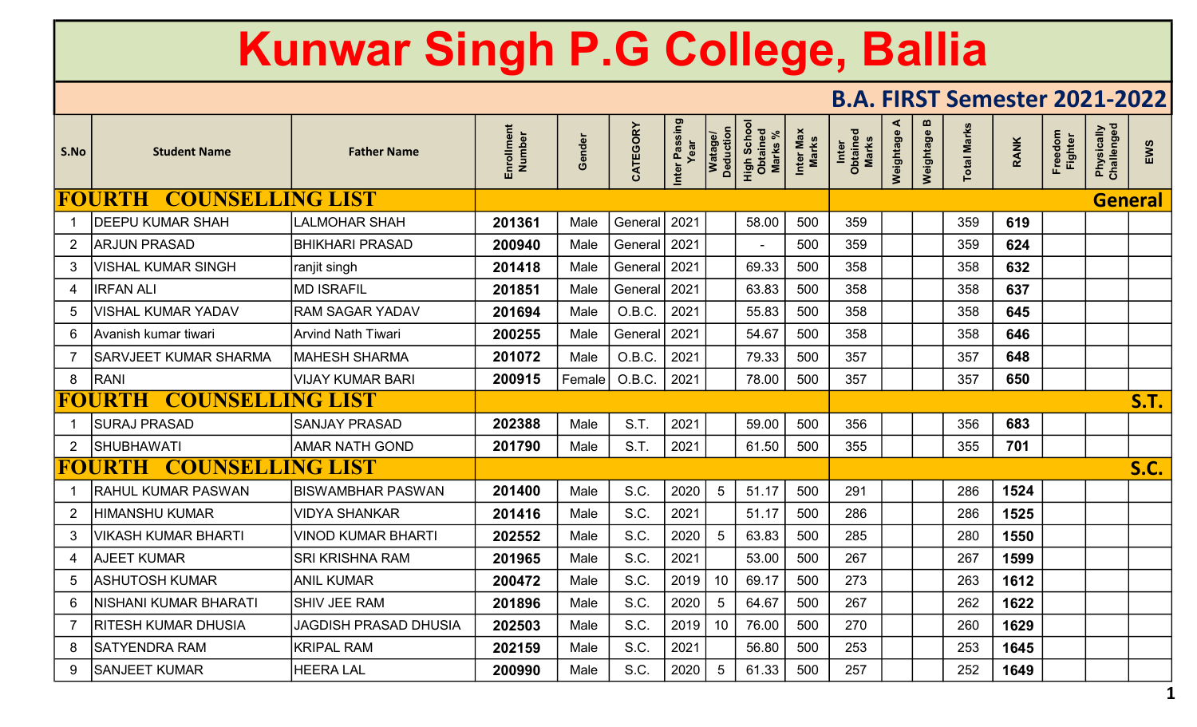# Kunwar Singh P.G College, Ballia

## B.A. FIRST Semester 2021-2022

| S.No | Student Name | Father Name | Enrollment Number | Gender | CATEGORY | Inter Passing Year | Watage/ Deduction | High School Obtained Marks % | Inter Max Marks | Inter Obtained Marks | Weightage A | Weightage B | Total Marks | RANK | Freedom Fighter | Physically Challenged | EWS |
|---|---|---|---|---|---|---|---|---|---|---|---|---|---|---|---|---|---|
| **FOURTH COUNSELLING LIST** | | | | | | | | | | | | | | | | | **General** |
| 1 | DEEPU KUMAR SHAH | LALMOHAR SHAH | **201361** | Male | General | 2021 | | 58.00 | 500 | 359 | | | 359 | **619** | | | |
| 2 | ARJUN PRASAD | BHIKHARI PRASAD | **200940** | Male | General | 2021 | | - | 500 | 359 | | | 359 | **624** | | | |
| 3 | VISHAL KUMAR SINGH | ranjit singh | **201418** | Male | General | 2021 | | 69.33 | 500 | 358 | | | 358 | **632** | | | |
| 4 | IRFAN ALI | MD ISRAFIL | **201851** | Male | General | 2021 | | 63.83 | 500 | 358 | | | 358 | **637** | | | |
| 5 | VISHAL KUMAR YADAV | RAM SAGAR YADAV | **201694** | Male | O.B.C. | 2021 | | 55.83 | 500 | 358 | | | 358 | **645** | | | |
| 6 | Avanish kumar tiwari | Arvind Nath Tiwari | **200255** | Male | General | 2021 | | 54.67 | 500 | 358 | | | 358 | **646** | | | |
| 7 | SARVJEET KUMAR SHARMA | MAHESH SHARMA | **201072** | Male | O.B.C. | 2021 | | 79.33 | 500 | 357 | | | 357 | **648** | | | |
| 8 | RANI | VIJAY KUMAR BARI | **200915** | Female | O.B.C. | 2021 | | 78.00 | 500 | 357 | | | 357 | **650** | | | |
| **FOURTH COUNSELLING LIST** | | | | | | | | | | | | | | | | | **S.T.** |
| 1 | SURAJ PRASAD | SANJAY PRASAD | **202388** | Male | S.T. | 2021 | | 59.00 | 500 | 356 | | | 356 | **683** | | | |
| 2 | SHUBHAWATI | AMAR NATH GOND | **201790** | Male | S.T. | 2021 | | 61.50 | 500 | 355 | | | 355 | **701** | | | |
| **FOURTH COUNSELLING LIST** | | | | | | | | | | | | | | | | | **S.C.** |
| 1 | RAHUL KUMAR PASWAN | BISWAMBHAR PASWAN | **201400** | Male | S.C. | 2020 | 5 | 51.17 | 500 | 291 | | | 286 | **1524** | | | |
| 2 | HIMANSHU KUMAR | VIDYA SHANKAR | **201416** | Male | S.C. | 2021 | | 51.17 | 500 | 286 | | | 286 | **1525** | | | |
| 3 | VIKASH KUMAR BHARTI | VINOD KUMAR BHARTI | **202552** | Male | S.C. | 2020 | 5 | 63.83 | 500 | 285 | | | 280 | **1550** | | | |
| 4 | AJEET KUMAR | SRI KRISHNA RAM | **201965** | Male | S.C. | 2021 | | 53.00 | 500 | 267 | | | 267 | **1599** | | | |
| 5 | ASHUTOSH KUMAR | ANIL KUMAR | **200472** | Male | S.C. | 2019 | 10 | 69.17 | 500 | 273 | | | 263 | **1612** | | | |
| 6 | NISHANI KUMAR BHARATI | SHIV JEE RAM | **201896** | Male | S.C. | 2020 | 5 | 64.67 | 500 | 267 | | | 262 | **1622** | | | |
| 7 | RITESH KUMAR DHUSIA | JAGDISH PRASAD DHUSIA | **202503** | Male | S.C. | 2019 | 10 | 76.00 | 500 | 270 | | | 260 | **1629** | | | |
| 8 | SATYENDRA RAM | KRIPAL RAM | **202159** | Male | S.C. | 2021 | | 56.80 | 500 | 253 | | | 253 | **1645** | | | |
| 9 | SANJEET KUMAR | HEERA LAL | **200990** | Male | S.C. | 2020 | 5 | 61.33 | 500 | 257 | | | 252 | **1649** | | | |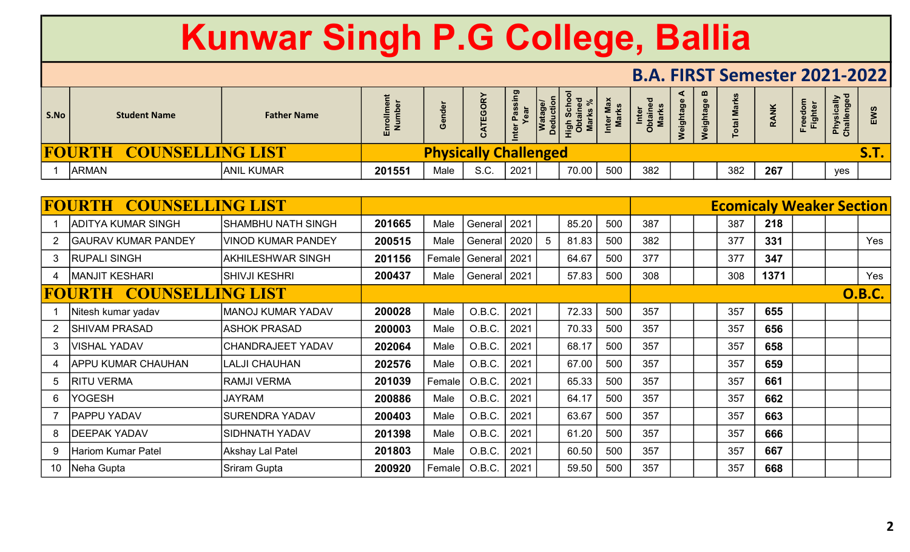# Kunwar Singh P.G College, Ballia

## B.A. FIRST Semester 2021-2022

| S.No | Student Name | Father Name | Enrollment Number | Gender | CATEGORY | Inter Passing Year | Watage/ Deduction | High School Obtained Marks % | Inter Max Marks | Inter Obtained Marks | Weightage A | Weightage B | Total Marks | RANK | Freedom Fighter | Physically Challenged | EWS |
|---|---|---|---|---|---|---|---|---|---|---|---|---|---|---|---|---|---|
| **FOURTH COUNSELLING LIST** | | | **Physically Challenged** | | | | | | | | | | | | | | **S.T.** |
| 1 | ARMAN | ANIL KUMAR | **201551** | Male | S.C. | 2021 | | 70.00 | 500 | 382 | | | 382 | **267** | | yes | |

| S.No | Student Name | Father Name | Enrollment Number | Gender | CATEGORY | Inter Passing Year | Watage/ Deduction | High School Obtained Marks % | Inter Max Marks | Inter Obtained Marks | Weightage A | Weightage B | Total Marks | RANK | Freedom Fighter | Physically Challenged | EWS |
|---|---|---|---|---|---|---|---|---|---|---|---|---|---|---|---|---|---|
| **FOURTH COUNSELLING LIST** | | | | | | | | | | **Ecomicaly Weaker Section** | | | | | | | |
| 1 | ADITYA KUMAR SINGH | SHAMBHU NATH SINGH | **201665** | Male | General | 2021 | | 85.20 | 500 | 387 | | | 387 | **218** | | | |
| 2 | GAURAV KUMAR PANDEY | VINOD KUMAR PANDEY | **200515** | Male | General | 2020 | 5 | 81.83 | 500 | 382 | | | 377 | **331** | | | Yes |
| 3 | RUPALI SINGH | AKHILESHWAR SINGH | **201156** | Female | General | 2021 | | 64.67 | 500 | 377 | | | 377 | **347** | | | |
| 4 | MANJIT KESHARI | SHIVJI KESHRI | **200437** | Male | General | 2021 | | 57.83 | 500 | 308 | | | 308 | **1371** | | | Yes |
| **FOURTH COUNSELLING LIST** | | | | | | | | | | | | | | | | | **O.B.C.** |
| 1 | Nitesh kumar yadav | MANOJ KUMAR YADAV | **200028** | Male | O.B.C. | 2021 | | 72.33 | 500 | 357 | | | 357 | **655** | | | |
| 2 | SHIVAM PRASAD | ASHOK PRASAD | **200003** | Male | O.B.C. | 2021 | | 70.33 | 500 | 357 | | | 357 | **656** | | | |
| 3 | VISHAL YADAV | CHANDRAJEET YADAV | **202064** | Male | O.B.C. | 2021 | | 68.17 | 500 | 357 | | | 357 | **658** | | | |
| 4 | APPU KUMAR CHAUHAN | LALJI CHAUHAN | **202576** | Male | O.B.C. | 2021 | | 67.00 | 500 | 357 | | | 357 | **659** | | | |
| 5 | RITU VERMA | RAMJI VERMA | **201039** | Female | O.B.C. | 2021 | | 65.33 | 500 | 357 | | | 357 | **661** | | | |
| 6 | YOGESH | JAYRAM | **200886** | Male | O.B.C. | 2021 | | 64.17 | 500 | 357 | | | 357 | **662** | | | |
| 7 | PAPPU YADAV | SURENDRA YADAV | **200403** | Male | O.B.C. | 2021 | | 63.67 | 500 | 357 | | | 357 | **663** | | | |
| 8 | DEEPAK YADAV | SIDHNATH YADAV | **201398** | Male | O.B.C. | 2021 | | 61.20 | 500 | 357 | | | 357 | **666** | | | |
| 9 | Hariom Kumar Patel | Akshay Lal Patel | **201803** | Male | O.B.C. | 2021 | | 60.50 | 500 | 357 | | | 357 | **667** | | | |
| 10 | Neha Gupta | Sriram Gupta | **200920** | Female | O.B.C. | 2021 | | 59.50 | 500 | 357 | | | 357 | **668** | | | |